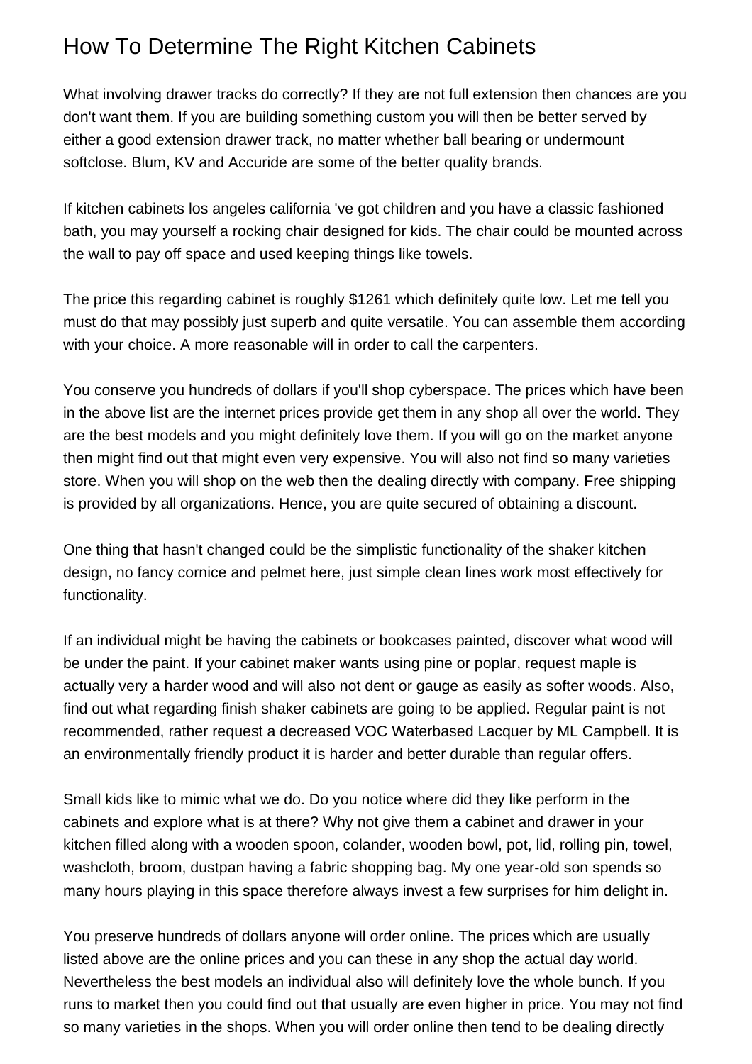# How To Determine The Right Kitchen Cabinets

What involving drawer tracks do correctly? If they are not full extension then chances are you don't want them. If you are building something custom you will then be better served by either a good extension drawer track, no matter whether ball bearing or undermount softclose. Blum, KV and Accuride are some of the better quality brands.

If kitchen cabinets los angeles california 've got children and you have a classic fashioned bath, you may yourself a rocking chair designed for kids. The chair could be mounted across the wall to pay off space and used keeping things like towels.

The price this regarding cabinet is roughly $1261 which definitely quite low. Let me tell you must do that may possibly just superb and quite versatile. You can assemble them according with your choice. A more reasonable will in order to call the carpenters.

You conserve you hundreds of dollars if you'll shop cyberspace. The prices which have been in the above list are the internet prices provide get them in any shop all over the world. They are the best models and you might definitely love them. If you will go on the market anyone then might find out that might even very expensive. You will also not find so many varieties store. When you will shop on the web then the dealing directly with company. Free shipping is provided by all organizations. Hence, you are quite secured of obtaining a discount.

One thing that hasn't changed could be the simplistic functionality of the shaker kitchen design, no fancy cornice and pelmet here, just simple clean lines work most effectively for functionality.

If an individual might be having the cabinets or bookcases painted, discover what wood will be under the paint. If your cabinet maker wants using pine or poplar, request maple is actually very a harder wood and will also not dent or gauge as easily as softer woods. Also, find out what regarding finish shaker cabinets are going to be applied. Regular paint is not recommended, rather request a decreased VOC Waterbased Lacquer by ML Campbell. It is an environmentally friendly product it is harder and better durable than regular offers.

Small kids like to mimic what we do. Do you notice where did they like perform in the cabinets and explore what is at there? Why not give them a cabinet and drawer in your kitchen filled along with a wooden spoon, colander, wooden bowl, pot, lid, rolling pin, towel, washcloth, broom, dustpan having a fabric shopping bag. My one year-old son spends so many hours playing in this space therefore always invest a few surprises for him delight in.

You preserve hundreds of dollars anyone will order online. The prices which are usually listed above are the online prices and you can these in any shop the actual day world. Nevertheless the best models an individual also will definitely love the whole bunch. If you runs to market then you could find out that usually are even higher in price. You may not find so many varieties in the shops. When you will order online then tend to be dealing directly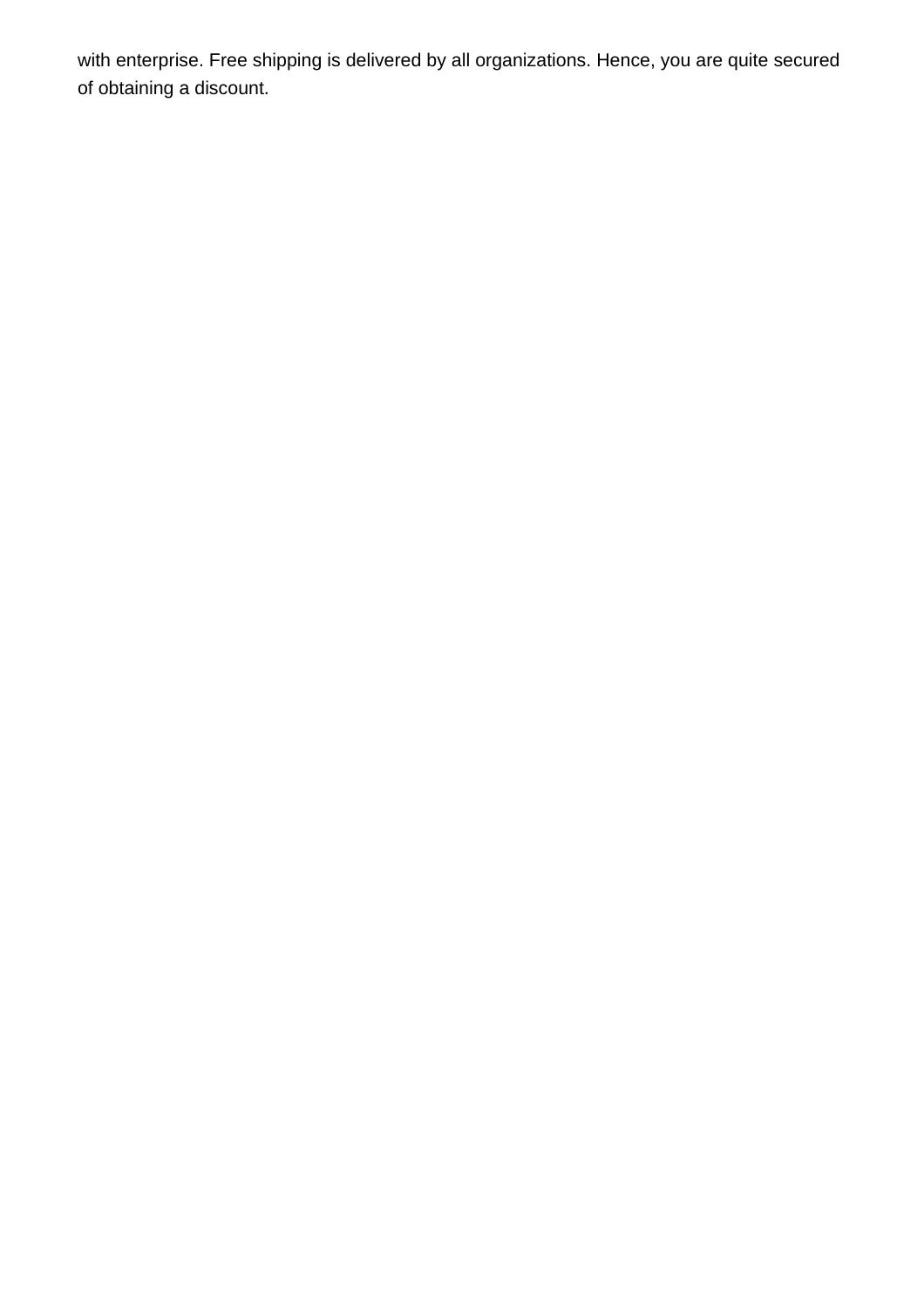with enterprise. Free shipping is delivered by all organizations. Hence, you are quite secured of obtaining a discount.